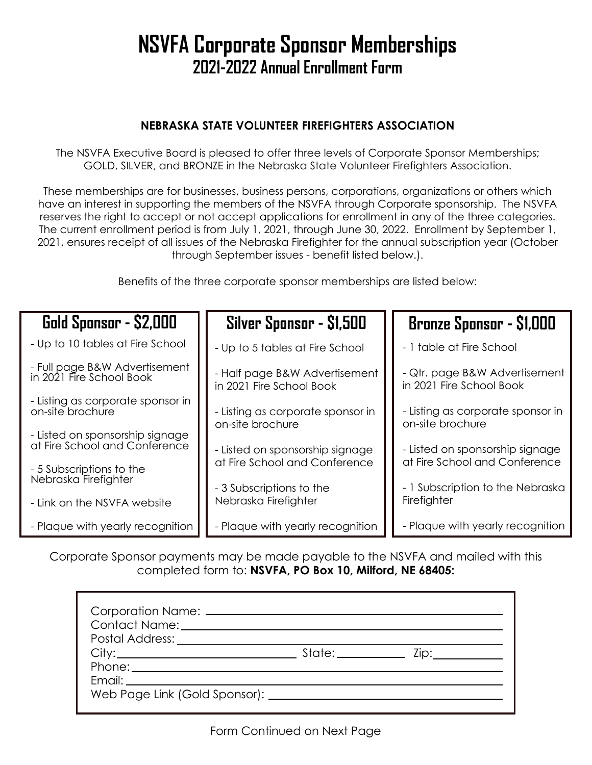# NSVFA Corporate Sponsor Memberships

## 2021-2022 Annual Enrollment Form

**NEBRASKA STATE VOLUNTEER FIREFIGHTERS ASSOCIATION**

The NSVFA Executive Board is pleased to offer three levels of Corporate Sponsor Memberships; GOLD, SILVER, and BRONZE in the Nebraska State Volunteer Firefighters Association.

These memberships are for businesses, business persons, corporations, organizations or others which have an interest in supporting the members of the NSVFA through Corporate sponsorship. The NSVFA reserves the right to accept or not accept applications for enrollment in any of the three categories. The current enrollment period is from July 1, 2021, through June 30, 2022. Enrollment by September 1, 2021, ensures receipt of all issues of the Nebraska Firefighter for the annual subscription year (October through September issues - benefit listed below.).

Benefits of the three corporate sponsor memberships are listed below:

### Gold Sponsor - $2,000

- Up to 10 tables at Fire School
- Full page B&W Advertisement in 2021 Fire School Book
- Listing as corporate sponsor in on-site brochure
- Listed on sponsorship signage at Fire School and Conference
- 5 Subscriptions to the Nebraska Firefighter
- Link on the NSVFA website
- Plaque with yearly recognition

### Silver Sponsor - $1,500

- Up to 5 tables at Fire School
- Half page B&W Advertisement in 2021 Fire School Book
- Listing as corporate sponsor in on-site brochure
- Listed on sponsorship signage at Fire School and Conference
- 3 Subscriptions to the Nebraska Firefighter
- Plaque with yearly recognition

### Bronze Sponsor - $1,000

- 1 table at Fire School
- Qtr. page B&W Advertisement in 2021 Fire School Book
- Listing as corporate sponsor in on-site brochure
- Listed on sponsorship signage at Fire School and Conference
- 1 Subscription to the Nebraska Firefighter
- Plaque with yearly recognition

Corporate Sponsor payments may be made payable to the NSVFA and mailed with this completed form to: **NSVFA, PO Box 10, Milford, NE 68405:**

Corporation Name: ______________________________

Contact Name: ______________________________

Postal Address: ______________________________

City: ____________________ State: __________ Zip: __________

Phone: ______________________________

Email: ______________________________

Web Page Link (Gold Sponsor): ______________________________

Form Continued on Next Page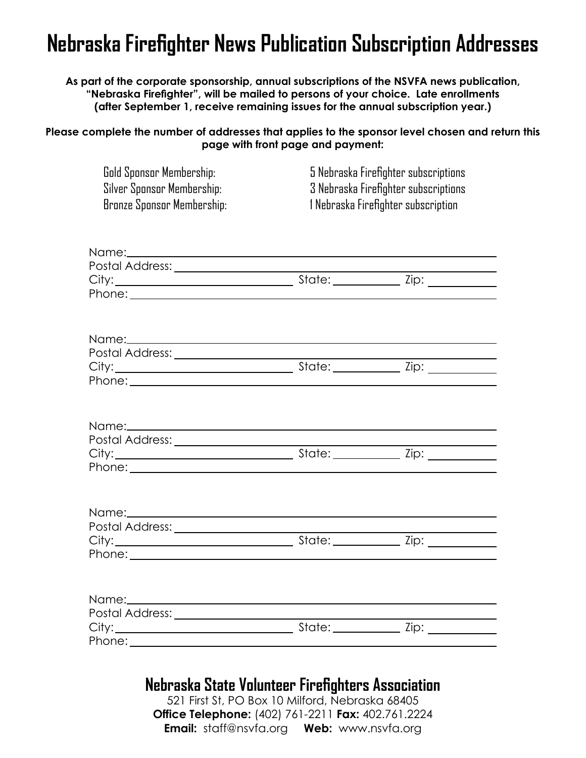# Nebraska Firefighter News Publication Subscription Addresses

**As part of the corporate sponsorship, annual subscriptions of the NSVFA news publication, "Nebraska Firefighter", will be mailed to persons of your choice. Late enrollments (after September 1, receive remaining issues for the annual subscription year.)**

**Please complete the number of addresses that applies to the sponsor level chosen and return this page with front page and payment:**

| | |
|---|---|
| Gold Sponsor Membership: | 5 Nebraska Firefighter subscriptions |
| Silver Sponsor Membership: | 3 Nebraska Firefighter subscriptions |
| Bronze Sponsor Membership: | 1 Nebraska Firefighter subscription |

Name: ____________________________________________
Postal Address: ____________________________________
City: ______________________ State: __________ Zip: __________
Phone: ____________________________________________

Name: ____________________________________________
Postal Address: ____________________________________
City: ______________________ State: __________ Zip: __________
Phone: ____________________________________________

Name: ____________________________________________
Postal Address: ____________________________________
City: ______________________ State: __________ Zip: __________
Phone: ____________________________________________

Name: ____________________________________________
Postal Address: ____________________________________
City: ______________________ State: __________ Zip: __________
Phone: ____________________________________________

Name: ____________________________________________
Postal Address: ____________________________________
City: ______________________ State: __________ Zip: __________
Phone: ____________________________________________

## Nebraska State Volunteer Firefighters Association

521 First St, PO Box 10 Milford, Nebraska 68405
**Office Telephone:** (402) 761-2211 **Fax:** 402.761.2224
**Email:** staff@nsvfa.org **Web:** www.nsvfa.org